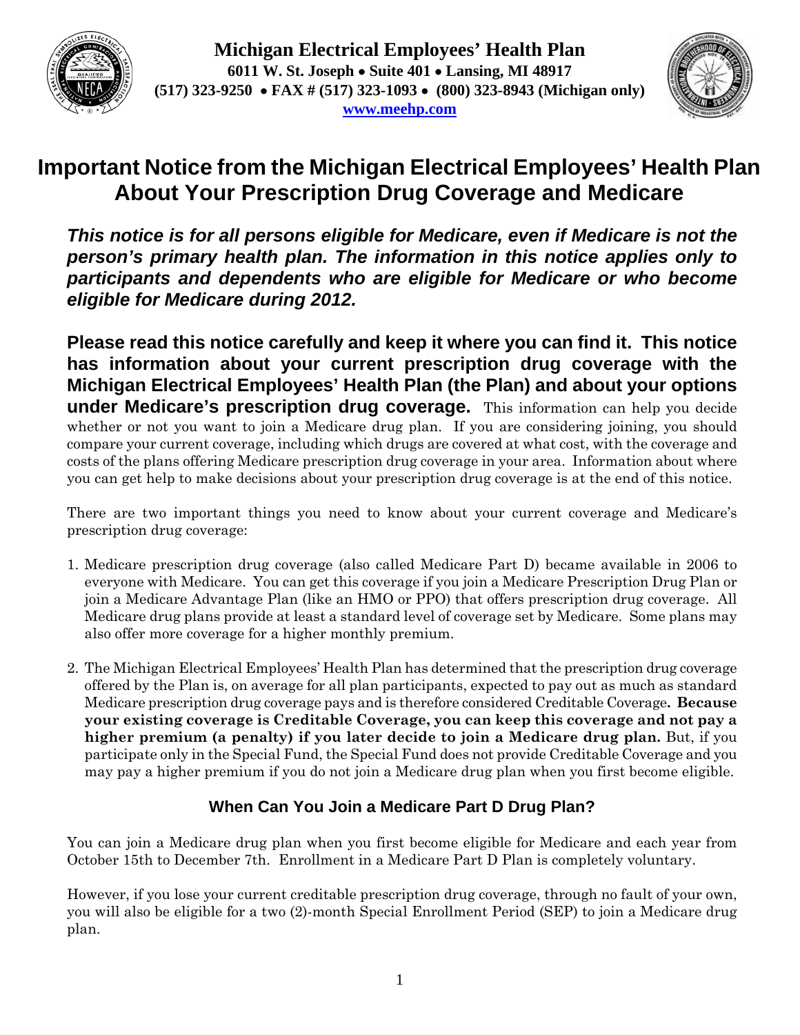**Michigan Electrical Employees' Health Plan**
**6011 W. St. Joseph • Suite 401 • Lansing, MI 48917**
**(517) 323-9250 • FAX # (517) 323-1093 • (800) 323-8943 (Michigan only)**
**www.meehp.com**

# Important Notice from the Michigan Electrical Employees' Health Plan About Your Prescription Drug Coverage and Medicare

***This notice is for all persons eligible for Medicare, even if Medicare is not the person's primary health plan. The information in this notice applies only to participants and dependents who are eligible for Medicare or who become eligible for Medicare during 2012.***

**Please read this notice carefully and keep it where you can find it. This notice has information about your current prescription drug coverage with the Michigan Electrical Employees' Health Plan (the Plan) and about your options under Medicare's prescription drug coverage.** This information can help you decide whether or not you want to join a Medicare drug plan. If you are considering joining, you should compare your current coverage, including which drugs are covered at what cost, with the coverage and costs of the plans offering Medicare prescription drug coverage in your area. Information about where you can get help to make decisions about your prescription drug coverage is at the end of this notice.

There are two important things you need to know about your current coverage and Medicare's prescription drug coverage:

1. Medicare prescription drug coverage (also called Medicare Part D) became available in 2006 to everyone with Medicare. You can get this coverage if you join a Medicare Prescription Drug Plan or join a Medicare Advantage Plan (like an HMO or PPO) that offers prescription drug coverage. All Medicare drug plans provide at least a standard level of coverage set by Medicare. Some plans may also offer more coverage for a higher monthly premium.

2. The Michigan Electrical Employees' Health Plan has determined that the prescription drug coverage offered by the Plan is, on average for all plan participants, expected to pay out as much as standard Medicare prescription drug coverage pays and is therefore considered Creditable Coverage**. Because your existing coverage is Creditable Coverage, you can keep this coverage and not pay a higher premium (a penalty) if you later decide to join a Medicare drug plan.** But, if you participate only in the Special Fund, the Special Fund does not provide Creditable Coverage and you may pay a higher premium if you do not join a Medicare drug plan when you first become eligible.

### When Can You Join a Medicare Part D Drug Plan?

You can join a Medicare drug plan when you first become eligible for Medicare and each year from October 15th to December 7th. Enrollment in a Medicare Part D Plan is completely voluntary.

However, if you lose your current creditable prescription drug coverage, through no fault of your own, you will also be eligible for a two (2)-month Special Enrollment Period (SEP) to join a Medicare drug plan.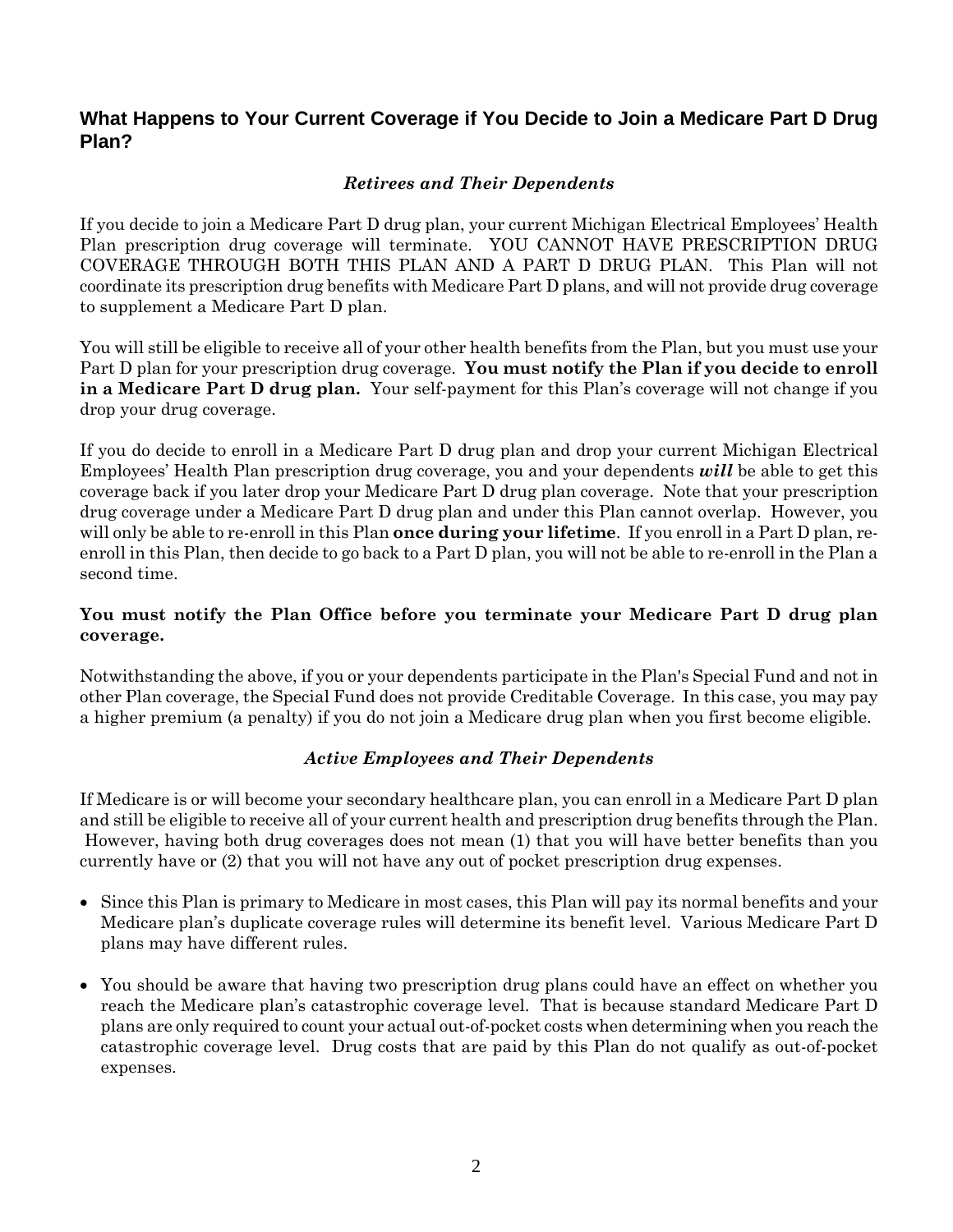## What Happens to Your Current Coverage if You Decide to Join a Medicare Part D Drug Plan?

### *Retirees and Their Dependents*

If you decide to join a Medicare Part D drug plan, your current Michigan Electrical Employees' Health Plan prescription drug coverage will terminate. YOU CANNOT HAVE PRESCRIPTION DRUG COVERAGE THROUGH BOTH THIS PLAN AND A PART D DRUG PLAN. This Plan will not coordinate its prescription drug benefits with Medicare Part D plans, and will not provide drug coverage to supplement a Medicare Part D plan.

You will still be eligible to receive all of your other health benefits from the Plan, but you must use your Part D plan for your prescription drug coverage. **You must notify the Plan if you decide to enroll in a Medicare Part D drug plan.** Your self-payment for this Plan's coverage will not change if you drop your drug coverage.

If you do decide to enroll in a Medicare Part D drug plan and drop your current Michigan Electrical Employees' Health Plan prescription drug coverage, you and your dependents ***will*** be able to get this coverage back if you later drop your Medicare Part D drug plan coverage. Note that your prescription drug coverage under a Medicare Part D drug plan and under this Plan cannot overlap. However, you will only be able to re-enroll in this Plan **once during your lifetime**. If you enroll in a Part D plan, re-enroll in this Plan, then decide to go back to a Part D plan, you will not be able to re-enroll in the Plan a second time.

**You must notify the Plan Office before you terminate your Medicare Part D drug plan coverage.**

Notwithstanding the above, if you or your dependents participate in the Plan's Special Fund and not in other Plan coverage, the Special Fund does not provide Creditable Coverage. In this case, you may pay a higher premium (a penalty) if you do not join a Medicare drug plan when you first become eligible.

### *Active Employees and Their Dependents*

If Medicare is or will become your secondary healthcare plan, you can enroll in a Medicare Part D plan and still be eligible to receive all of your current health and prescription drug benefits through the Plan. However, having both drug coverages does not mean (1) that you will have better benefits than you currently have or (2) that you will not have any out of pocket prescription drug expenses.

- Since this Plan is primary to Medicare in most cases, this Plan will pay its normal benefits and your Medicare plan's duplicate coverage rules will determine its benefit level. Various Medicare Part D plans may have different rules.
- You should be aware that having two prescription drug plans could have an effect on whether you reach the Medicare plan's catastrophic coverage level. That is because standard Medicare Part D plans are only required to count your actual out-of-pocket costs when determining when you reach the catastrophic coverage level. Drug costs that are paid by this Plan do not qualify as out-of-pocket expenses.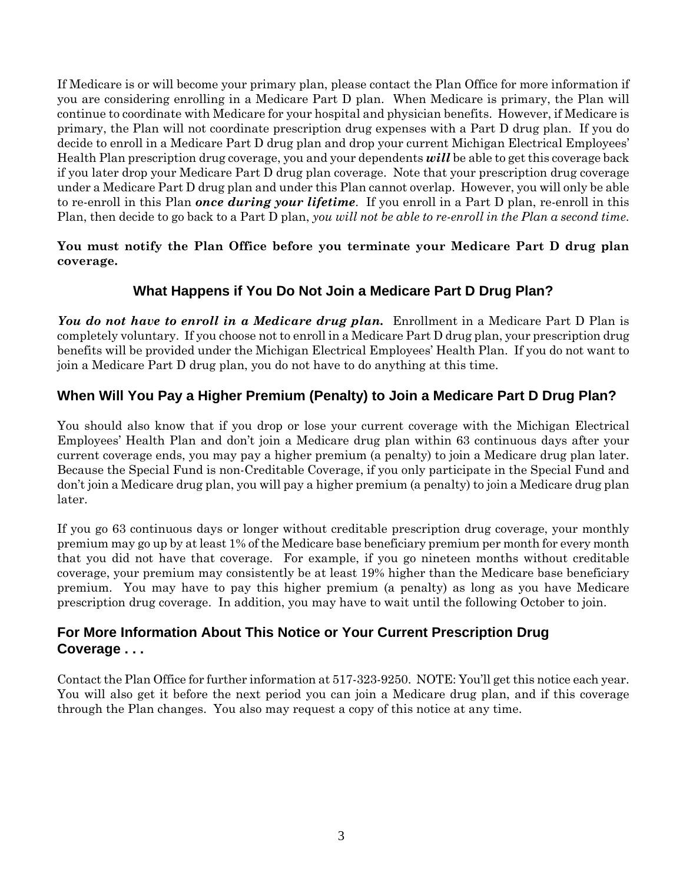If Medicare is or will become your primary plan, please contact the Plan Office for more information if you are considering enrolling in a Medicare Part D plan. When Medicare is primary, the Plan will continue to coordinate with Medicare for your hospital and physician benefits. However, if Medicare is primary, the Plan will not coordinate prescription drug expenses with a Part D drug plan. If you do decide to enroll in a Medicare Part D drug plan and drop your current Michigan Electrical Employees' Health Plan prescription drug coverage, you and your dependents ***will*** be able to get this coverage back if you later drop your Medicare Part D drug plan coverage. Note that your prescription drug coverage under a Medicare Part D drug plan and under this Plan cannot overlap. However, you will only be able to re-enroll in this Plan ***once during your lifetime***. If you enroll in a Part D plan, re-enroll in this Plan, then decide to go back to a Part D plan, *you will not be able to re-enroll in the Plan a second time.*

**You must notify the Plan Office before you terminate your Medicare Part D drug plan coverage.**

## What Happens if You Do Not Join a Medicare Part D Drug Plan?

***You do not have to enroll in a Medicare drug plan.*** Enrollment in a Medicare Part D Plan is completely voluntary. If you choose not to enroll in a Medicare Part D drug plan, your prescription drug benefits will be provided under the Michigan Electrical Employees' Health Plan. If you do not want to join a Medicare Part D drug plan, you do not have to do anything at this time.

## When Will You Pay a Higher Premium (Penalty) to Join a Medicare Part D Drug Plan?

You should also know that if you drop or lose your current coverage with the Michigan Electrical Employees' Health Plan and don't join a Medicare drug plan within 63 continuous days after your current coverage ends, you may pay a higher premium (a penalty) to join a Medicare drug plan later. Because the Special Fund is non-Creditable Coverage, if you only participate in the Special Fund and don't join a Medicare drug plan, you will pay a higher premium (a penalty) to join a Medicare drug plan later.

If you go 63 continuous days or longer without creditable prescription drug coverage, your monthly premium may go up by at least 1% of the Medicare base beneficiary premium per month for every month that you did not have that coverage. For example, if you go nineteen months without creditable coverage, your premium may consistently be at least 19% higher than the Medicare base beneficiary premium. You may have to pay this higher premium (a penalty) as long as you have Medicare prescription drug coverage. In addition, you may have to wait until the following October to join.

## For More Information About This Notice or Your Current Prescription Drug Coverage . . .

Contact the Plan Office for further information at 517-323-9250. NOTE: You'll get this notice each year. You will also get it before the next period you can join a Medicare drug plan, and if this coverage through the Plan changes. You also may request a copy of this notice at any time.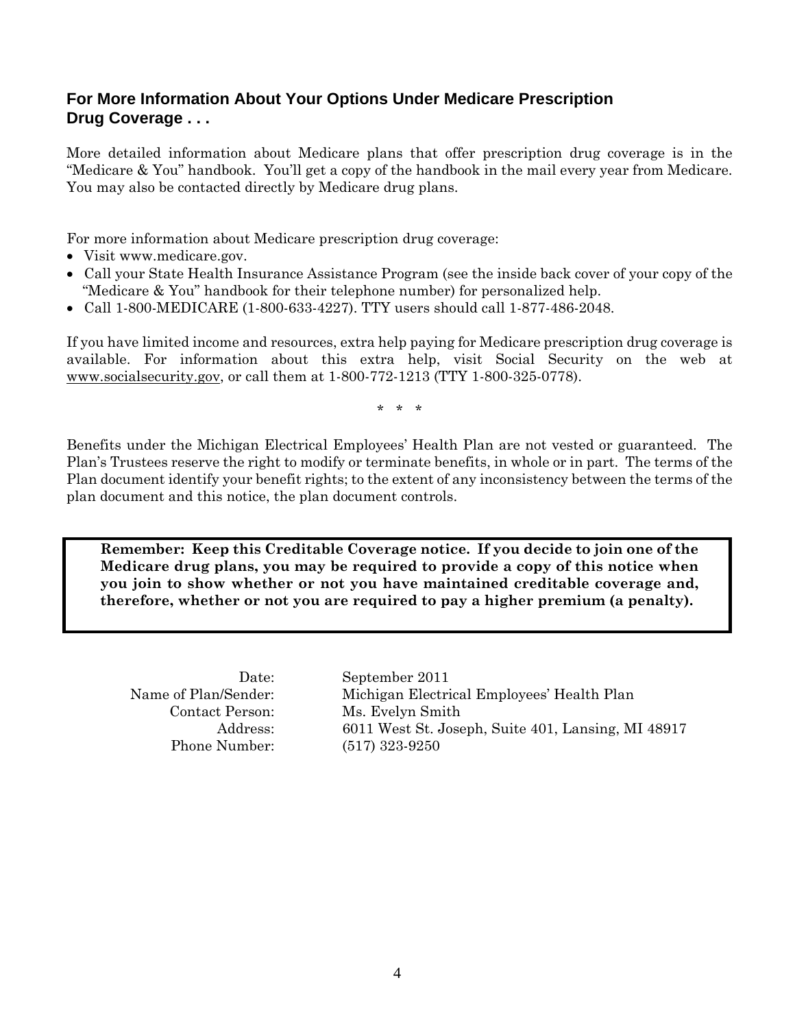## For More Information About Your Options Under Medicare Prescription Drug Coverage . . .

More detailed information about Medicare plans that offer prescription drug coverage is in the "Medicare & You" handbook. You'll get a copy of the handbook in the mail every year from Medicare. You may also be contacted directly by Medicare drug plans.

For more information about Medicare prescription drug coverage:

- Visit www.medicare.gov.
- Call your State Health Insurance Assistance Program (see the inside back cover of your copy of the "Medicare & You" handbook for their telephone number) for personalized help.
- Call 1-800-MEDICARE (1-800-633-4227). TTY users should call 1-877-486-2048.

If you have limited income and resources, extra help paying for Medicare prescription drug coverage is available. For information about this extra help, visit Social Security on the web at www.socialsecurity.gov, or call them at 1-800-772-1213 (TTY 1-800-325-0778).

\* \* \*

Benefits under the Michigan Electrical Employees' Health Plan are not vested or guaranteed. The Plan's Trustees reserve the right to modify or terminate benefits, in whole or in part. The terms of the Plan document identify your benefit rights; to the extent of any inconsistency between the terms of the plan document and this notice, the plan document controls.

**Remember: Keep this Creditable Coverage notice. If you decide to join one of the Medicare drug plans, you may be required to provide a copy of this notice when you join to show whether or not you have maintained creditable coverage and, therefore, whether or not you are required to pay a higher premium (a penalty).**

Date: September 2011
Name of Plan/Sender: Michigan Electrical Employees' Health Plan
Contact Person: Ms. Evelyn Smith
Address: 6011 West St. Joseph, Suite 401, Lansing, MI 48917
Phone Number: (517) 323-9250